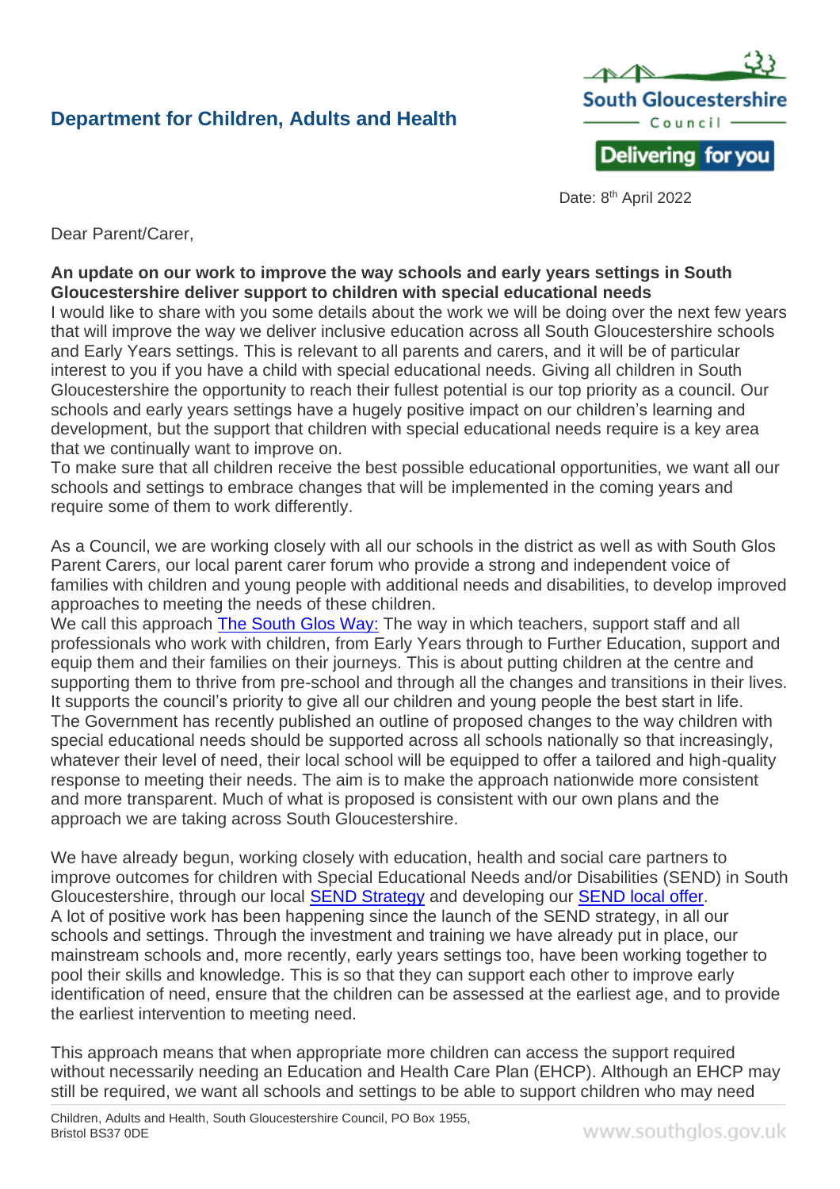**Department for Children, Adults and Health**

South Gloucestershire Council

Delivering for you

Date: 8th April 2022

Dear Parent/Carer,

**An update on our work to improve the way schools and early years settings in South Gloucestershire deliver support to children with special educational needs**

I would like to share with you some details about the work we will be doing over the next few years that will improve the way we deliver inclusive education across all South Gloucestershire schools and Early Years settings. This is relevant to all parents and carers, and it will be of particular interest to you if you have a child with special educational needs. Giving all children in South Gloucestershire the opportunity to reach their fullest potential is our top priority as a council. Our schools and early years settings have a hugely positive impact on our children's learning and development, but the support that children with special educational needs require is a key area that we continually want to improve on.

To make sure that all children receive the best possible educational opportunities, we want all our schools and settings to embrace changes that will be implemented in the coming years and require some of them to work differently.

As a Council, we are working closely with all our schools in the district as well as with South Glos Parent Carers, our local parent carer forum who provide a strong and independent voice of families with children and young people with additional needs and disabilities, to develop improved approaches to meeting the needs of these children.

We call this approach The South Glos Way: The way in which teachers, support staff and all professionals who work with children, from Early Years through to Further Education, support and equip them and their families on their journeys. This is about putting children at the centre and supporting them to thrive from pre-school and through all the changes and transitions in their lives. It supports the council's priority to give all our children and young people the best start in life.

The Government has recently published an outline of proposed changes to the way children with special educational needs should be supported across all schools nationally so that increasingly, whatever their level of need, their local school will be equipped to offer a tailored and high-quality response to meeting their needs. The aim is to make the approach nationwide more consistent and more transparent. Much of what is proposed is consistent with our own plans and the approach we are taking across South Gloucestershire.

We have already begun, working closely with education, health and social care partners to improve outcomes for children with Special Educational Needs and/or Disabilities (SEND) in South Gloucestershire, through our local SEND Strategy and developing our SEND local offer.

A lot of positive work has been happening since the launch of the SEND strategy, in all our schools and settings. Through the investment and training we have already put in place, our mainstream schools and, more recently, early years settings too, have been working together to pool their skills and knowledge. This is so that they can support each other to improve early identification of need, ensure that the children can be assessed at the earliest age, and to provide the earliest intervention to meeting need.

This approach means that when appropriate more children can access the support required without necessarily needing an Education and Health Care Plan (EHCP). Although an EHCP may still be required, we want all schools and settings to be able to support children who may need

Children, Adults and Health, South Gloucestershire Council, PO Box 1955, Bristol BS37 0DE

www.southglos.gov.uk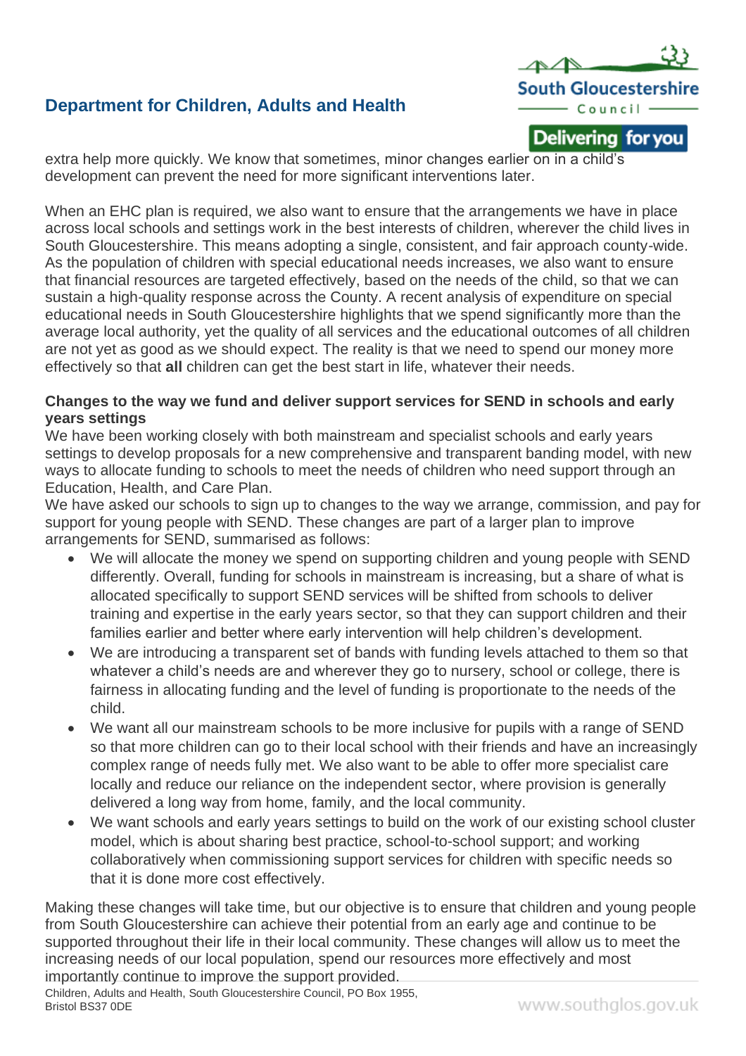extra help more quickly. We know that sometimes, minor changes earlier on in a child's development can prevent the need for more significant interventions later.

When an EHC plan is required, we also want to ensure that the arrangements we have in place across local schools and settings work in the best interests of children, wherever the child lives in South Gloucestershire. This means adopting a single, consistent, and fair approach county-wide. As the population of children with special educational needs increases, we also want to ensure that financial resources are targeted effectively, based on the needs of the child, so that we can sustain a high-quality response across the County. A recent analysis of expenditure on special educational needs in South Gloucestershire highlights that we spend significantly more than the average local authority, yet the quality of all services and the educational outcomes of all children are not yet as good as we should expect. The reality is that we need to spend our money more effectively so that **all** children can get the best start in life, whatever their needs.

**Changes to the way we fund and deliver support services for SEND in schools and early years settings**

We have been working closely with both mainstream and specialist schools and early years settings to develop proposals for a new comprehensive and transparent banding model, with new ways to allocate funding to schools to meet the needs of children who need support through an Education, Health, and Care Plan.

We have asked our schools to sign up to changes to the way we arrange, commission, and pay for support for young people with SEND. These changes are part of a larger plan to improve arrangements for SEND, summarised as follows:

- We will allocate the money we spend on supporting children and young people with SEND differently. Overall, funding for schools in mainstream is increasing, but a share of what is allocated specifically to support SEND services will be shifted from schools to deliver training and expertise in the early years sector, so that they can support children and their families earlier and better where early intervention will help children's development.
- We are introducing a transparent set of bands with funding levels attached to them so that whatever a child's needs are and wherever they go to nursery, school or college, there is fairness in allocating funding and the level of funding is proportionate to the needs of the child.
- We want all our mainstream schools to be more inclusive for pupils with a range of SEND so that more children can go to their local school with their friends and have an increasingly complex range of needs fully met. We also want to be able to offer more specialist care locally and reduce our reliance on the independent sector, where provision is generally delivered a long way from home, family, and the local community.
- We want schools and early years settings to build on the work of our existing school cluster model, which is about sharing best practice, school-to-school support; and working collaboratively when commissioning support services for children with specific needs so that it is done more cost effectively.

Making these changes will take time, but our objective is to ensure that children and young people from South Gloucestershire can achieve their potential from an early age and continue to be supported throughout their life in their local community. These changes will allow us to meet the increasing needs of our local population, spend our resources more effectively and most importantly continue to improve the support provided.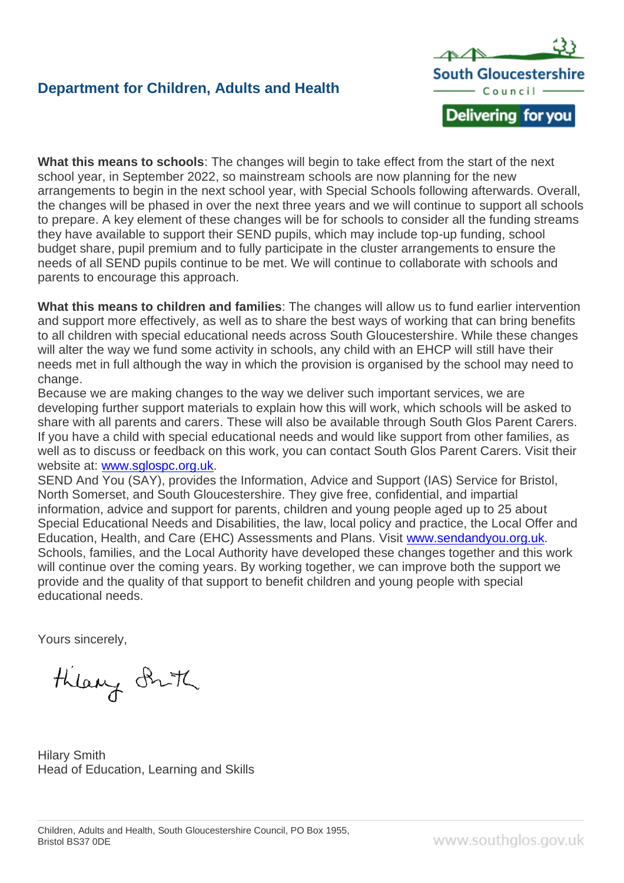**Department for Children, Adults and Health**

**What this means to schools**: The changes will begin to take effect from the start of the next school year, in September 2022, so mainstream schools are now planning for the new arrangements to begin in the next school year, with Special Schools following afterwards. Overall, the changes will be phased in over the next three years and we will continue to support all schools to prepare. A key element of these changes will be for schools to consider all the funding streams they have available to support their SEND pupils, which may include top-up funding, school budget share, pupil premium and to fully participate in the cluster arrangements to ensure the needs of all SEND pupils continue to be met. We will continue to collaborate with schools and parents to encourage this approach.

**What this means to children and families**: The changes will allow us to fund earlier intervention and support more effectively, as well as to share the best ways of working that can bring benefits to all children with special educational needs across South Gloucestershire. While these changes will alter the way we fund some activity in schools, any child with an EHCP will still have their needs met in full although the way in which the provision is organised by the school may need to change.

Because we are making changes to the way we deliver such important services, we are developing further support materials to explain how this will work, which schools will be asked to share with all parents and carers. These will also be available through South Glos Parent Carers. If you have a child with special educational needs and would like support from other families, as well as to discuss or feedback on this work, you can contact South Glos Parent Carers. Visit their website at: www.sglospc.org.uk.

SEND And You (SAY), provides the Information, Advice and Support (IAS) Service for Bristol, North Somerset, and South Gloucestershire. They give free, confidential, and impartial information, advice and support for parents, children and young people aged up to 25 about Special Educational Needs and Disabilities, the law, local policy and practice, the Local Offer and Education, Health, and Care (EHC) Assessments and Plans. Visit www.sendandyou.org.uk.

Schools, families, and the Local Authority have developed these changes together and this work will continue over the coming years. By working together, we can improve both the support we provide and the quality of that support to benefit children and young people with special educational needs.

Yours sincerely,

Hilary Smith

Hilary Smith
Head of Education, Learning and Skills